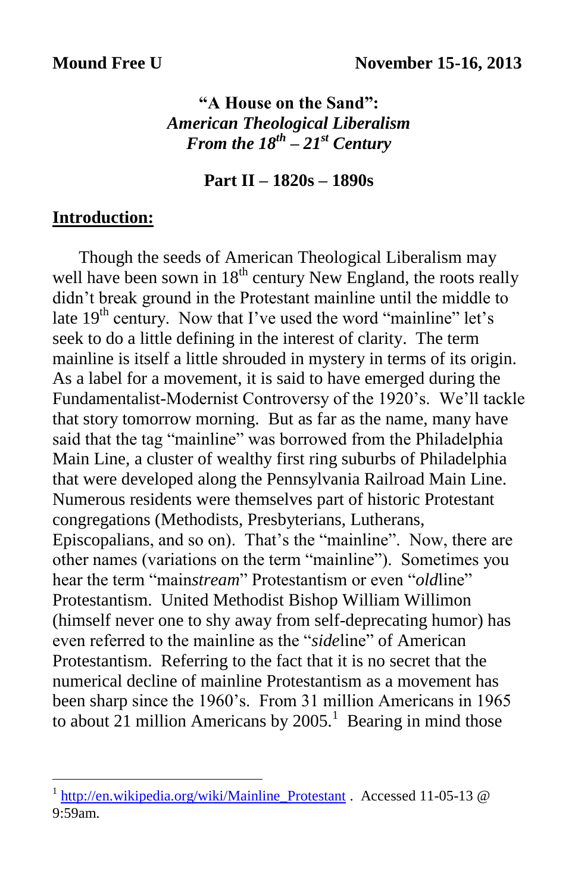**Mound Free U** **November 15-16, 2013**

# "A House on the Sand": *American Theological Liberalism From the 18th – 21st Century*

## Part II – 1820s – 1890s

### Introduction:

Though the seeds of American Theological Liberalism may well have been sown in 18th century New England, the roots really didn't break ground in the Protestant mainline until the middle to late 19th century. Now that I've used the word "mainline" let's seek to do a little defining in the interest of clarity. The term mainline is itself a little shrouded in mystery in terms of its origin. As a label for a movement, it is said to have emerged during the Fundamentalist-Modernist Controversy of the 1920's. We'll tackle that story tomorrow morning. But as far as the name, many have said that the tag "mainline" was borrowed from the Philadelphia Main Line, a cluster of wealthy first ring suburbs of Philadelphia that were developed along the Pennsylvania Railroad Main Line. Numerous residents were themselves part of historic Protestant congregations (Methodists, Presbyterians, Lutherans, Episcopalians, and so on). That's the "mainline". Now, there are other names (variations on the term "mainline"). Sometimes you hear the term "main*stream*" Protestantism or even "*old*line" Protestantism. United Methodist Bishop William Willimon (himself never one to shy away from self-deprecating humor) has even referred to the mainline as the "*side*line" of American Protestantism. Referring to the fact that it is no secret that the numerical decline of mainline Protestantism as a movement has been sharp since the 1960's. From 31 million Americans in 1965 to about 21 million Americans by 2005.[1] Bearing in mind those

---

[1] http://en.wikipedia.org/wiki/Mainline_Protestant . Accessed 11-05-13 @ 9:59am.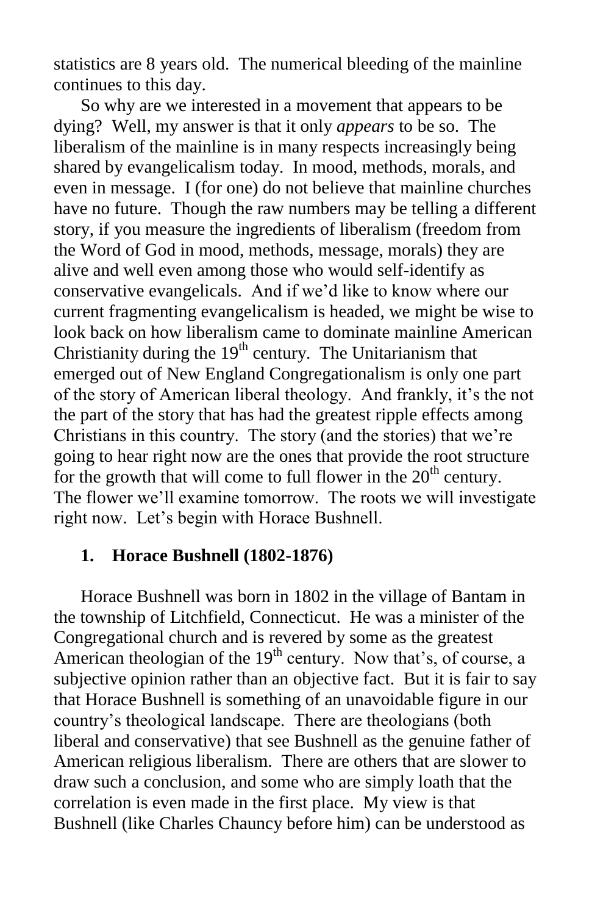statistics are 8 years old. The numerical bleeding of the mainline continues to this day.

So why are we interested in a movement that appears to be dying? Well, my answer is that it only *appears* to be so. The liberalism of the mainline is in many respects increasingly being shared by evangelicalism today. In mood, methods, morals, and even in message. I (for one) do not believe that mainline churches have no future. Though the raw numbers may be telling a different story, if you measure the ingredients of liberalism (freedom from the Word of God in mood, methods, message, morals) they are alive and well even among those who would self-identify as conservative evangelicals. And if we'd like to know where our current fragmenting evangelicalism is headed, we might be wise to look back on how liberalism came to dominate mainline American Christianity during the 19th century. The Unitarianism that emerged out of New England Congregationalism is only one part of the story of American liberal theology. And frankly, it's the not the part of the story that has had the greatest ripple effects among Christians in this country. The story (and the stories) that we're going to hear right now are the ones that provide the root structure for the growth that will come to full flower in the 20th century. The flower we'll examine tomorrow. The roots we will investigate right now. Let's begin with Horace Bushnell.

## 1. Horace Bushnell (1802-1876)

Horace Bushnell was born in 1802 in the village of Bantam in the township of Litchfield, Connecticut. He was a minister of the Congregational church and is revered by some as the greatest American theologian of the 19th century. Now that's, of course, a subjective opinion rather than an objective fact. But it is fair to say that Horace Bushnell is something of an unavoidable figure in our country's theological landscape. There are theologians (both liberal and conservative) that see Bushnell as the genuine father of American religious liberalism. There are others that are slower to draw such a conclusion, and some who are simply loath that the correlation is even made in the first place. My view is that Bushnell (like Charles Chauncy before him) can be understood as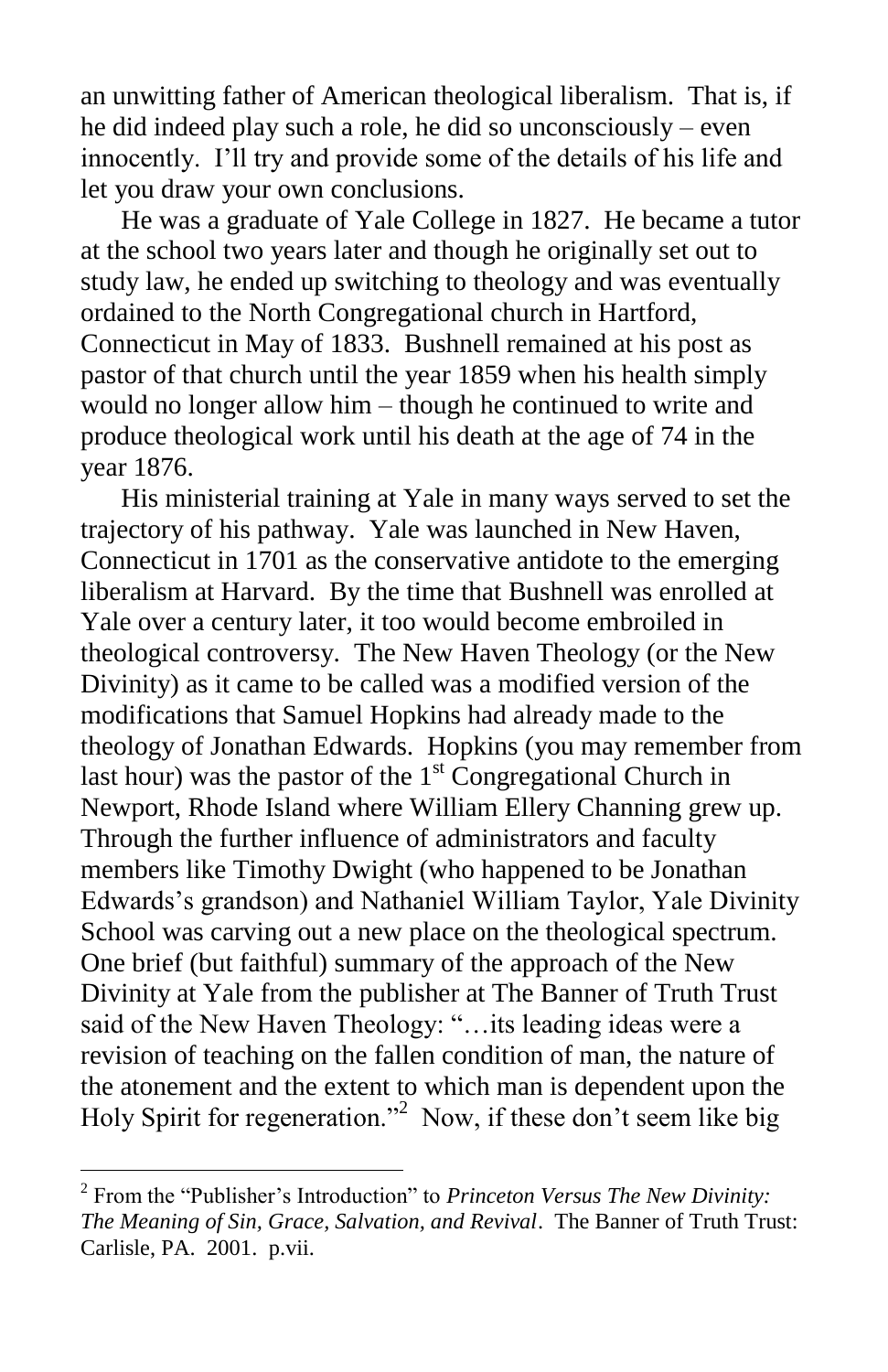an unwitting father of American theological liberalism. That is, if he did indeed play such a role, he did so unconsciously – even innocently. I'll try and provide some of the details of his life and let you draw your own conclusions.

He was a graduate of Yale College in 1827. He became a tutor at the school two years later and though he originally set out to study law, he ended up switching to theology and was eventually ordained to the North Congregational church in Hartford, Connecticut in May of 1833. Bushnell remained at his post as pastor of that church until the year 1859 when his health simply would no longer allow him – though he continued to write and produce theological work until his death at the age of 74 in the year 1876.

His ministerial training at Yale in many ways served to set the trajectory of his pathway. Yale was launched in New Haven, Connecticut in 1701 as the conservative antidote to the emerging liberalism at Harvard. By the time that Bushnell was enrolled at Yale over a century later, it too would become embroiled in theological controversy. The New Haven Theology (or the New Divinity) as it came to be called was a modified version of the modifications that Samuel Hopkins had already made to the theology of Jonathan Edwards. Hopkins (you may remember from last hour) was the pastor of the 1st Congregational Church in Newport, Rhode Island where William Ellery Channing grew up. Through the further influence of administrators and faculty members like Timothy Dwight (who happened to be Jonathan Edwards's grandson) and Nathaniel William Taylor, Yale Divinity School was carving out a new place on the theological spectrum. One brief (but faithful) summary of the approach of the New Divinity at Yale from the publisher at The Banner of Truth Trust said of the New Haven Theology: "…its leading ideas were a revision of teaching on the fallen condition of man, the nature of the atonement and the extent to which man is dependent upon the Holy Spirit for regeneration."[2] Now, if these don't seem like big

---

[2] From the "Publisher's Introduction" to *Princeton Versus The New Divinity: The Meaning of Sin, Grace, Salvation, and Revival*. The Banner of Truth Trust: Carlisle, PA. 2001. p.vii.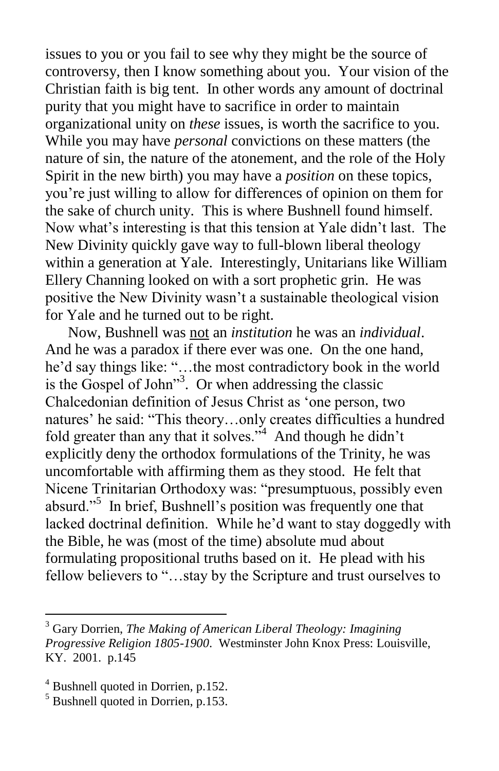issues to you or you fail to see why they might be the source of controversy, then I know something about you. Your vision of the Christian faith is big tent. In other words any amount of doctrinal purity that you might have to sacrifice in order to maintain organizational unity on *these* issues, is worth the sacrifice to you. While you may have *personal* convictions on these matters (the nature of sin, the nature of the atonement, and the role of the Holy Spirit in the new birth) you may have a *position* on these topics, you're just willing to allow for differences of opinion on them for the sake of church unity. This is where Bushnell found himself. Now what's interesting is that this tension at Yale didn't last. The New Divinity quickly gave way to full-blown liberal theology within a generation at Yale. Interestingly, Unitarians like William Ellery Channing looked on with a sort prophetic grin. He was positive the New Divinity wasn't a sustainable theological vision for Yale and he turned out to be right.

Now, Bushnell was <u>not</u> an *institution* he was an *individual*. And he was a paradox if there ever was one. On the one hand, he'd say things like: "…the most contradictory book in the world is the Gospel of John"[3]. Or when addressing the classic Chalcedonian definition of Jesus Christ as 'one person, two natures' he said: "This theory…only creates difficulties a hundred fold greater than any that it solves."[4] And though he didn't explicitly deny the orthodox formulations of the Trinity, he was uncomfortable with affirming them as they stood. He felt that Nicene Trinitarian Orthodoxy was: "presumptuous, possibly even absurd."[5] In brief, Bushnell's position was frequently one that lacked doctrinal definition. While he'd want to stay doggedly with the Bible, he was (most of the time) absolute mud about formulating propositional truths based on it. He plead with his fellow believers to "…stay by the Scripture and trust ourselves to

---

[3] Gary Dorrien, *The Making of American Liberal Theology: Imagining Progressive Religion 1805-1900*. Westminster John Knox Press: Louisville, KY. 2001. p.145

[4] Bushnell quoted in Dorrien, p.152.

[5] Bushnell quoted in Dorrien, p.153.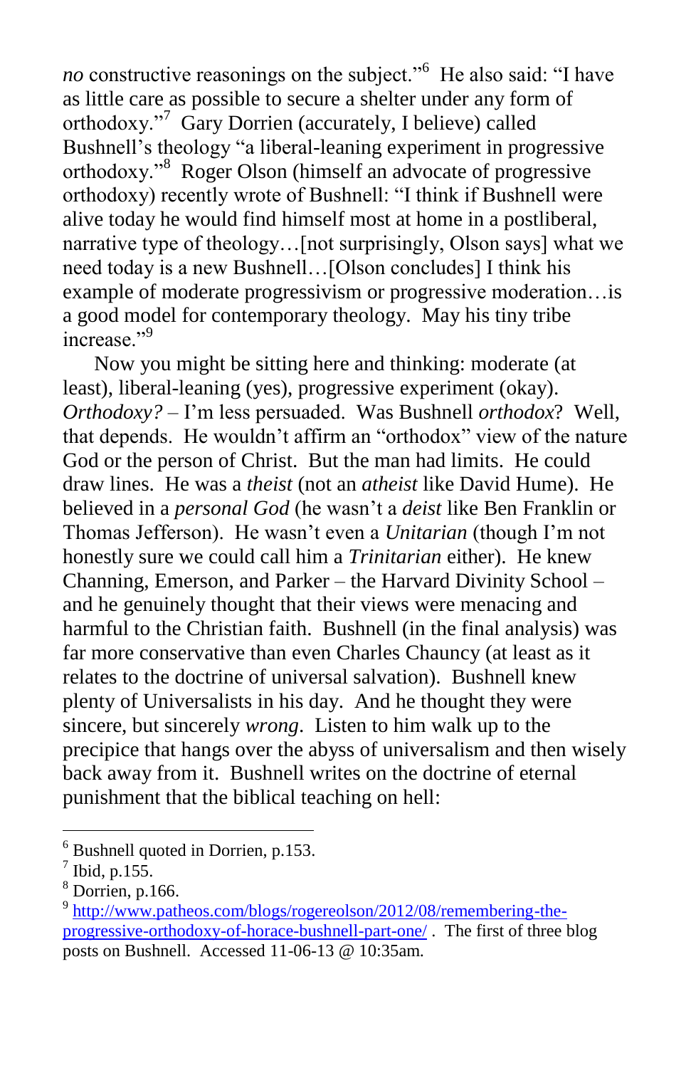*no* constructive reasonings on the subject."[6] He also said: "I have as little care as possible to secure a shelter under any form of orthodoxy."[7] Gary Dorrien (accurately, I believe) called Bushnell's theology "a liberal-leaning experiment in progressive orthodoxy."[8] Roger Olson (himself an advocate of progressive orthodoxy) recently wrote of Bushnell: "I think if Bushnell were alive today he would find himself most at home in a postliberal, narrative type of theology…[not surprisingly, Olson says] what we need today is a new Bushnell…[Olson concludes] I think his example of moderate progressivism or progressive moderation…is a good model for contemporary theology. May his tiny tribe increase."[9]

Now you might be sitting here and thinking: moderate (at least), liberal-leaning (yes), progressive experiment (okay). *Orthodoxy?* – I'm less persuaded. Was Bushnell *orthodox*? Well, that depends. He wouldn't affirm an "orthodox" view of the nature God or the person of Christ. But the man had limits. He could draw lines. He was a *theist* (not an *atheist* like David Hume). He believed in a *personal God* (he wasn't a *deist* like Ben Franklin or Thomas Jefferson). He wasn't even a *Unitarian* (though I'm not honestly sure we could call him a *Trinitarian* either). He knew Channing, Emerson, and Parker – the Harvard Divinity School – and he genuinely thought that their views were menacing and harmful to the Christian faith. Bushnell (in the final analysis) was far more conservative than even Charles Chauncy (at least as it relates to the doctrine of universal salvation). Bushnell knew plenty of Universalists in his day. And he thought they were sincere, but sincerely *wrong*. Listen to him walk up to the precipice that hangs over the abyss of universalism and then wisely back away from it. Bushnell writes on the doctrine of eternal punishment that the biblical teaching on hell:

---

[6] Bushnell quoted in Dorrien, p.153.

[7] Ibid, p.155.

[8] Dorrien, p.166.

[9] http://www.patheos.com/blogs/rogereolson/2012/08/remembering-the-progressive-orthodoxy-of-horace-bushnell-part-one/ . The first of three blog posts on Bushnell. Accessed 11-06-13 @ 10:35am.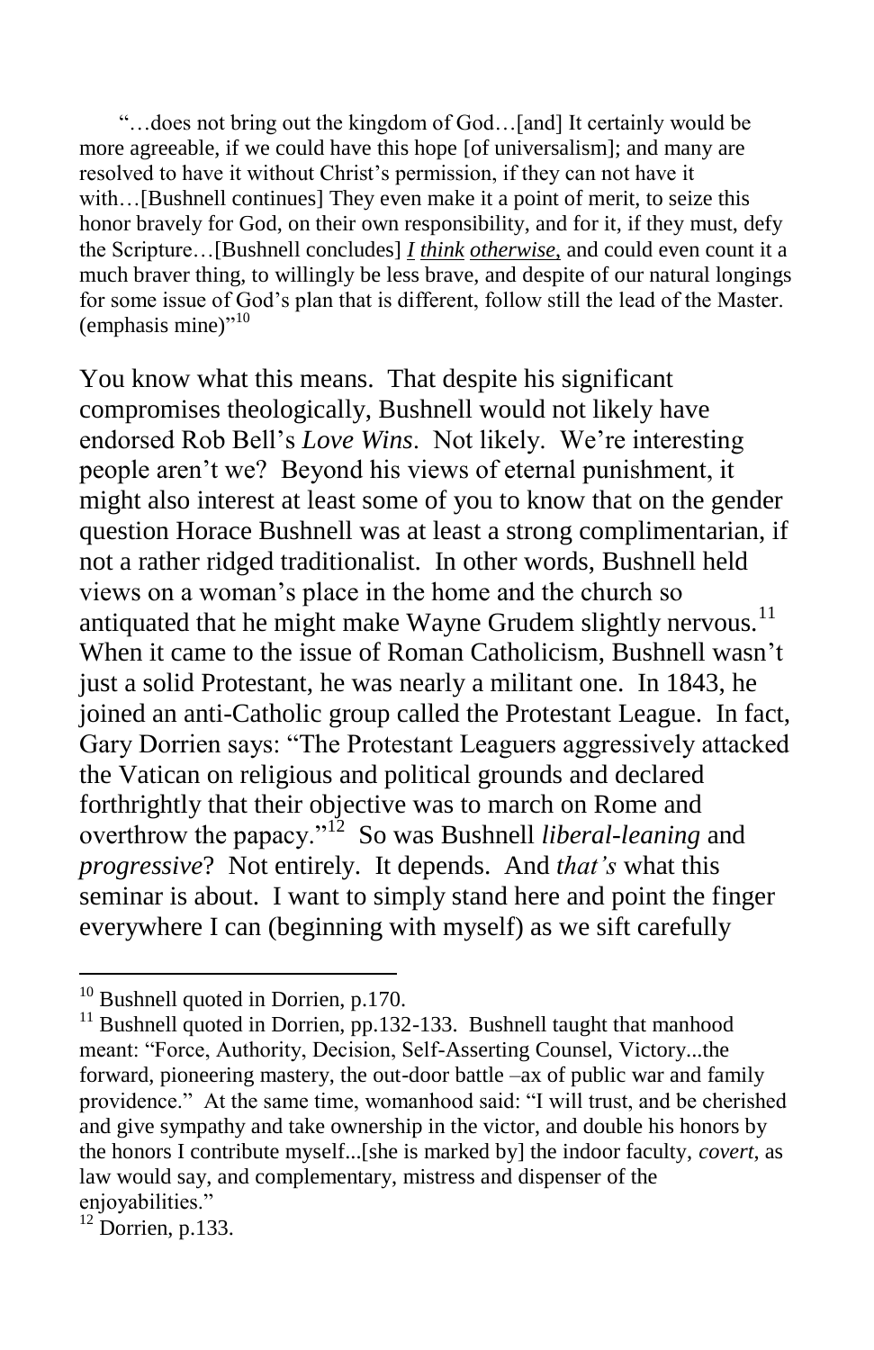"…does not bring out the kingdom of God…[and] It certainly would be more agreeable, if we could have this hope [of universalism]; and many are resolved to have it without Christ's permission, if they can not have it with…[Bushnell continues] They even make it a point of merit, to seize this honor bravely for God, on their own responsibility, and for it, if they must, defy the Scripture…[Bushnell concludes] ***I think otherwise***, and could even count it a much braver thing, to willingly be less brave, and despite of our natural longings for some issue of God's plan that is different, follow still the lead of the Master. (emphasis mine)"[10]

You know what this means. That despite his significant compromises theologically, Bushnell would not likely have endorsed Rob Bell's *Love Wins*. Not likely. We're interesting people aren't we? Beyond his views of eternal punishment, it might also interest at least some of you to know that on the gender question Horace Bushnell was at least a strong complimentarian, if not a rather ridged traditionalist. In other words, Bushnell held views on a woman's place in the home and the church so antiquated that he might make Wayne Grudem slightly nervous.[11] When it came to the issue of Roman Catholicism, Bushnell wasn't just a solid Protestant, he was nearly a militant one. In 1843, he joined an anti-Catholic group called the Protestant League. In fact, Gary Dorrien says: "The Protestant Leaguers aggressively attacked the Vatican on religious and political grounds and declared forthrightly that their objective was to march on Rome and overthrow the papacy."[12] So was Bushnell *liberal-leaning* and *progressive*? Not entirely. It depends. And *that's* what this seminar is about. I want to simply stand here and point the finger everywhere I can (beginning with myself) as we sift carefully

---

[10] Bushnell quoted in Dorrien, p.170.

[11] Bushnell quoted in Dorrien, pp.132-133. Bushnell taught that manhood meant: "Force, Authority, Decision, Self-Asserting Counsel, Victory...the forward, pioneering mastery, the out-door battle –ax of public war and family providence." At the same time, womanhood said: "I will trust, and be cherished and give sympathy and take ownership in the victor, and double his honors by the honors I contribute myself...[she is marked by] the indoor faculty, *covert*, as law would say, and complementary, mistress and dispenser of the enjoyabilities."

[12] Dorrien, p.133.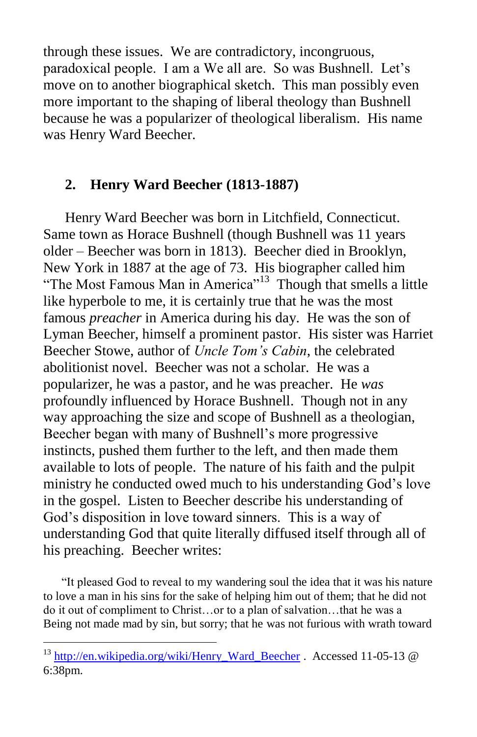through these issues. We are contradictory, incongruous, paradoxical people. I am a We all are. So was Bushnell. Let's move on to another biographical sketch. This man possibly even more important to the shaping of liberal theology than Bushnell because he was a popularizer of theological liberalism. His name was Henry Ward Beecher.

## 2. Henry Ward Beecher (1813-1887)

Henry Ward Beecher was born in Litchfield, Connecticut. Same town as Horace Bushnell (though Bushnell was 11 years older – Beecher was born in 1813). Beecher died in Brooklyn, New York in 1887 at the age of 73. His biographer called him "The Most Famous Man in America"[13] Though that smells a little like hyperbole to me, it is certainly true that he was the most famous *preacher* in America during his day. He was the son of Lyman Beecher, himself a prominent pastor. His sister was Harriet Beecher Stowe, author of *Uncle Tom's Cabin*, the celebrated abolitionist novel. Beecher was not a scholar. He was a popularizer, he was a pastor, and he was preacher. He *was* profoundly influenced by Horace Bushnell. Though not in any way approaching the size and scope of Bushnell as a theologian, Beecher began with many of Bushnell's more progressive instincts, pushed them further to the left, and then made them available to lots of people. The nature of his faith and the pulpit ministry he conducted owed much to his understanding God's love in the gospel. Listen to Beecher describe his understanding of God's disposition in love toward sinners. This is a way of understanding God that quite literally diffused itself through all of his preaching. Beecher writes:

"It pleased God to reveal to my wandering soul the idea that it was his nature to love a man in his sins for the sake of helping him out of them; that he did not do it out of compliment to Christ…or to a plan of salvation…that he was a Being not made mad by sin, but sorry; that he was not furious with wrath toward

---

[13] http://en.wikipedia.org/wiki/Henry_Ward_Beecher . Accessed 11-05-13 @ 6:38pm.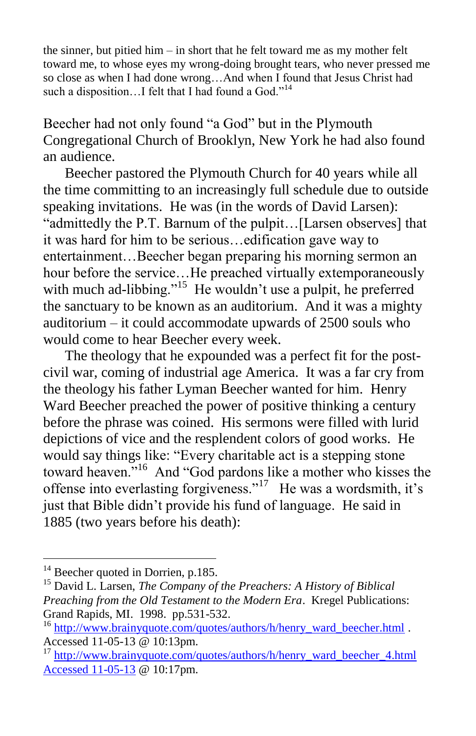> the sinner, but pitied him – in short that he felt toward me as my mother felt toward me, to whose eyes my wrong-doing brought tears, who never pressed me so close as when I had done wrong…And when I found that Jesus Christ had such a disposition…I felt that I had found a God."[14]

Beecher had not only found "a God" but in the Plymouth Congregational Church of Brooklyn, New York he had also found an audience.

Beecher pastored the Plymouth Church for 40 years while all the time committing to an increasingly full schedule due to outside speaking invitations. He was (in the words of David Larsen): "admittedly the P.T. Barnum of the pulpit…[Larsen observes] that it was hard for him to be serious…edification gave way to entertainment…Beecher began preparing his morning sermon an hour before the service…He preached virtually extemporaneously with much ad-libbing."[15] He wouldn't use a pulpit, he preferred the sanctuary to be known as an auditorium. And it was a mighty auditorium – it could accommodate upwards of 2500 souls who would come to hear Beecher every week.

The theology that he expounded was a perfect fit for the post-civil war, coming of industrial age America. It was a far cry from the theology his father Lyman Beecher wanted for him. Henry Ward Beecher preached the power of positive thinking a century before the phrase was coined. His sermons were filled with lurid depictions of vice and the resplendent colors of good works. He would say things like: "Every charitable act is a stepping stone toward heaven."[16] And "God pardons like a mother who kisses the offense into everlasting forgiveness."[17] He was a wordsmith, it's just that Bible didn't provide his fund of language. He said in 1885 (two years before his death):

---

[14] Beecher quoted in Dorrien, p.185.

[15] David L. Larsen, *The Company of the Preachers: A History of Biblical Preaching from the Old Testament to the Modern Era*. Kregel Publications: Grand Rapids, MI. 1998. pp.531-532.

[16] http://www.brainyquote.com/quotes/authors/h/henry_ward_beecher.html . Accessed 11-05-13 @ 10:13pm.

[17] http://www.brainyquote.com/quotes/authors/h/henry_ward_beecher_4.html Accessed 11-05-13 @ 10:17pm.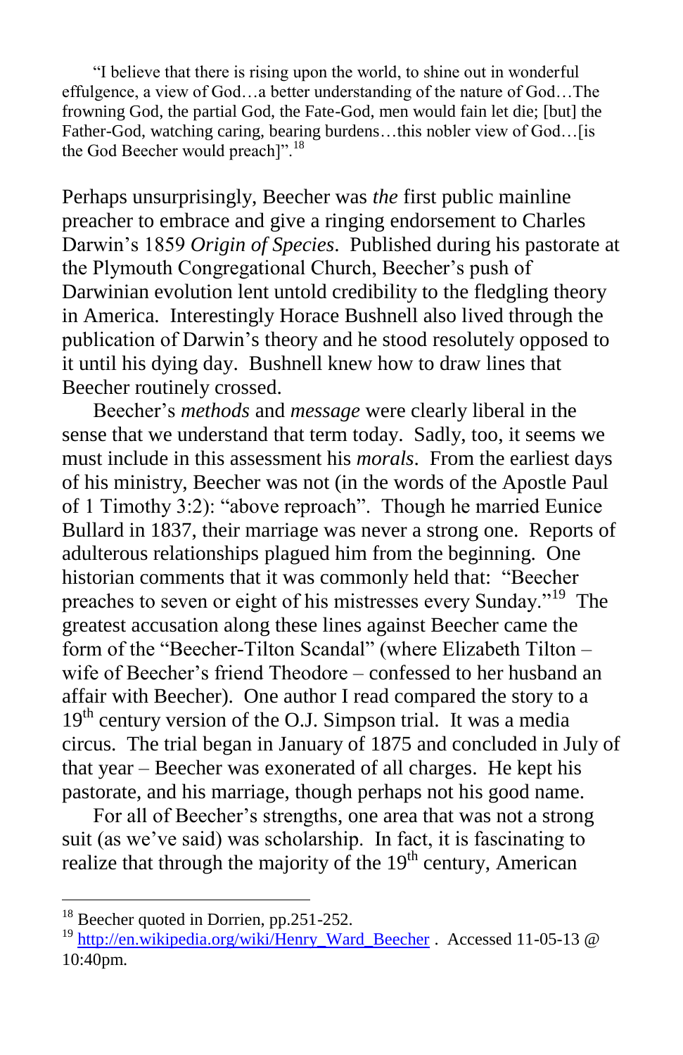"I believe that there is rising upon the world, to shine out in wonderful effulgence, a view of God…a better understanding of the nature of God…The frowning God, the partial God, the Fate-God, men would fain let die; [but] the Father-God, watching caring, bearing burdens…this nobler view of God…[is the God Beecher would preach]".[18]

Perhaps unsurprisingly, Beecher was *the* first public mainline preacher to embrace and give a ringing endorsement to Charles Darwin's 1859 *Origin of Species*. Published during his pastorate at the Plymouth Congregational Church, Beecher's push of Darwinian evolution lent untold credibility to the fledgling theory in America. Interestingly Horace Bushnell also lived through the publication of Darwin's theory and he stood resolutely opposed to it until his dying day. Bushnell knew how to draw lines that Beecher routinely crossed.

Beecher's *methods* and *message* were clearly liberal in the sense that we understand that term today. Sadly, too, it seems we must include in this assessment his *morals*. From the earliest days of his ministry, Beecher was not (in the words of the Apostle Paul of 1 Timothy 3:2): "above reproach". Though he married Eunice Bullard in 1837, their marriage was never a strong one. Reports of adulterous relationships plagued him from the beginning. One historian comments that it was commonly held that: "Beecher preaches to seven or eight of his mistresses every Sunday."[19] The greatest accusation along these lines against Beecher came the form of the "Beecher-Tilton Scandal" (where Elizabeth Tilton – wife of Beecher's friend Theodore – confessed to her husband an affair with Beecher). One author I read compared the story to a 19th century version of the O.J. Simpson trial. It was a media circus. The trial began in January of 1875 and concluded in July of that year – Beecher was exonerated of all charges. He kept his pastorate, and his marriage, though perhaps not his good name.

For all of Beecher's strengths, one area that was not a strong suit (as we've said) was scholarship. In fact, it is fascinating to realize that through the majority of the 19th century, American

---

[18] Beecher quoted in Dorrien, pp.251-252.

[19] http://en.wikipedia.org/wiki/Henry_Ward_Beecher . Accessed 11-05-13 @ 10:40pm.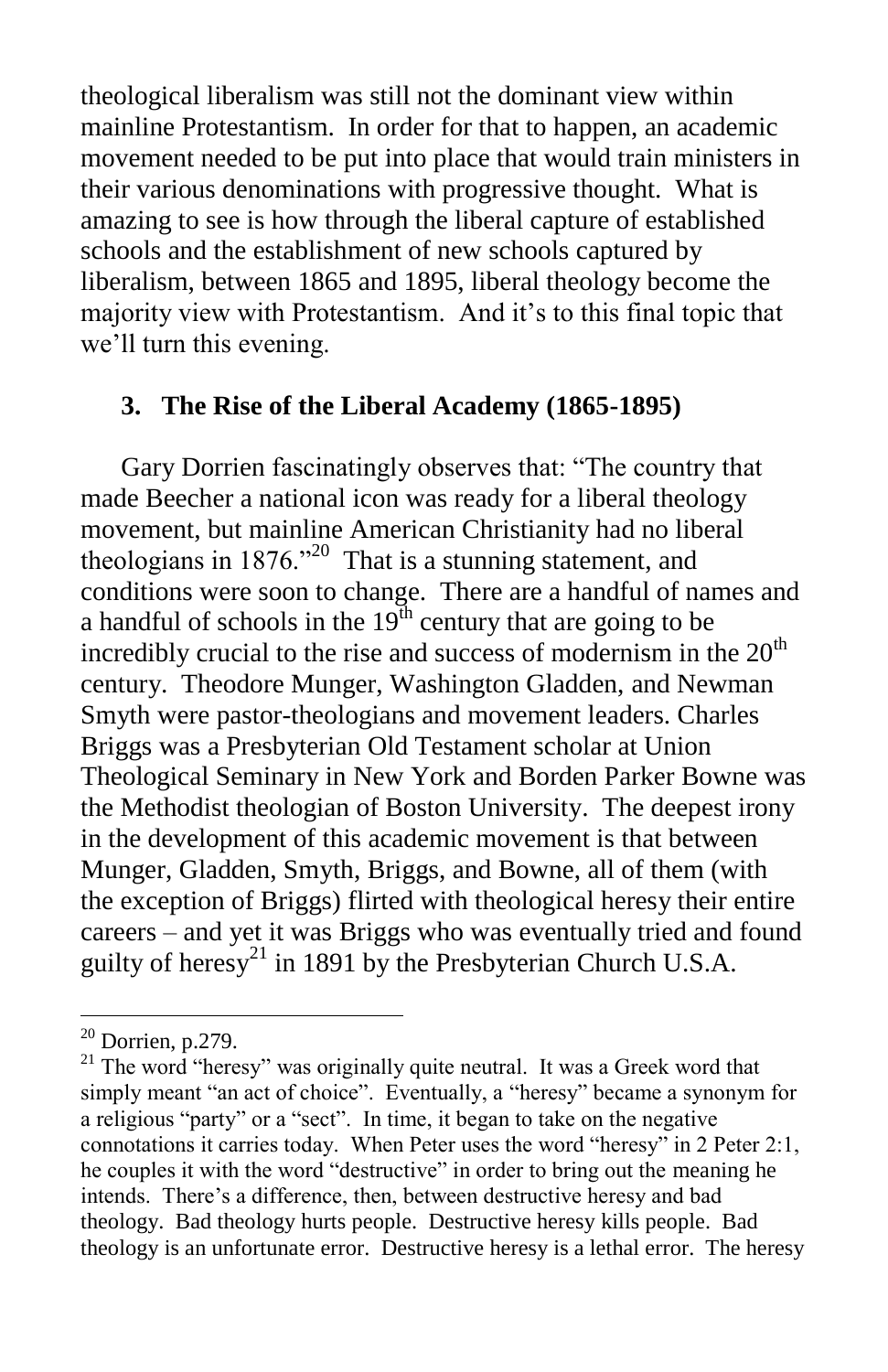theological liberalism was still not the dominant view within mainline Protestantism. In order for that to happen, an academic movement needed to be put into place that would train ministers in their various denominations with progressive thought. What is amazing to see is how through the liberal capture of established schools and the establishment of new schools captured by liberalism, between 1865 and 1895, liberal theology become the majority view with Protestantism. And it's to this final topic that we'll turn this evening.

### 3. The Rise of the Liberal Academy (1865-1895)

Gary Dorrien fascinatingly observes that: "The country that made Beecher a national icon was ready for a liberal theology movement, but mainline American Christianity had no liberal theologians in 1876."[20] That is a stunning statement, and conditions were soon to change. There are a handful of names and a handful of schools in the 19th century that are going to be incredibly crucial to the rise and success of modernism in the 20th century. Theodore Munger, Washington Gladden, and Newman Smyth were pastor-theologians and movement leaders. Charles Briggs was a Presbyterian Old Testament scholar at Union Theological Seminary in New York and Borden Parker Bowne was the Methodist theologian of Boston University. The deepest irony in the development of this academic movement is that between Munger, Gladden, Smyth, Briggs, and Bowne, all of them (with the exception of Briggs) flirted with theological heresy their entire careers – and yet it was Briggs who was eventually tried and found guilty of heresy[21] in 1891 by the Presbyterian Church U.S.A.

---

[20] Dorrien, p.279.

[21] The word "heresy" was originally quite neutral. It was a Greek word that simply meant "an act of choice". Eventually, a "heresy" became a synonym for a religious "party" or a "sect". In time, it began to take on the negative connotations it carries today. When Peter uses the word "heresy" in 2 Peter 2:1, he couples it with the word "destructive" in order to bring out the meaning he intends. There's a difference, then, between destructive heresy and bad theology. Bad theology hurts people. Destructive heresy kills people. Bad theology is an unfortunate error. Destructive heresy is a lethal error. The heresy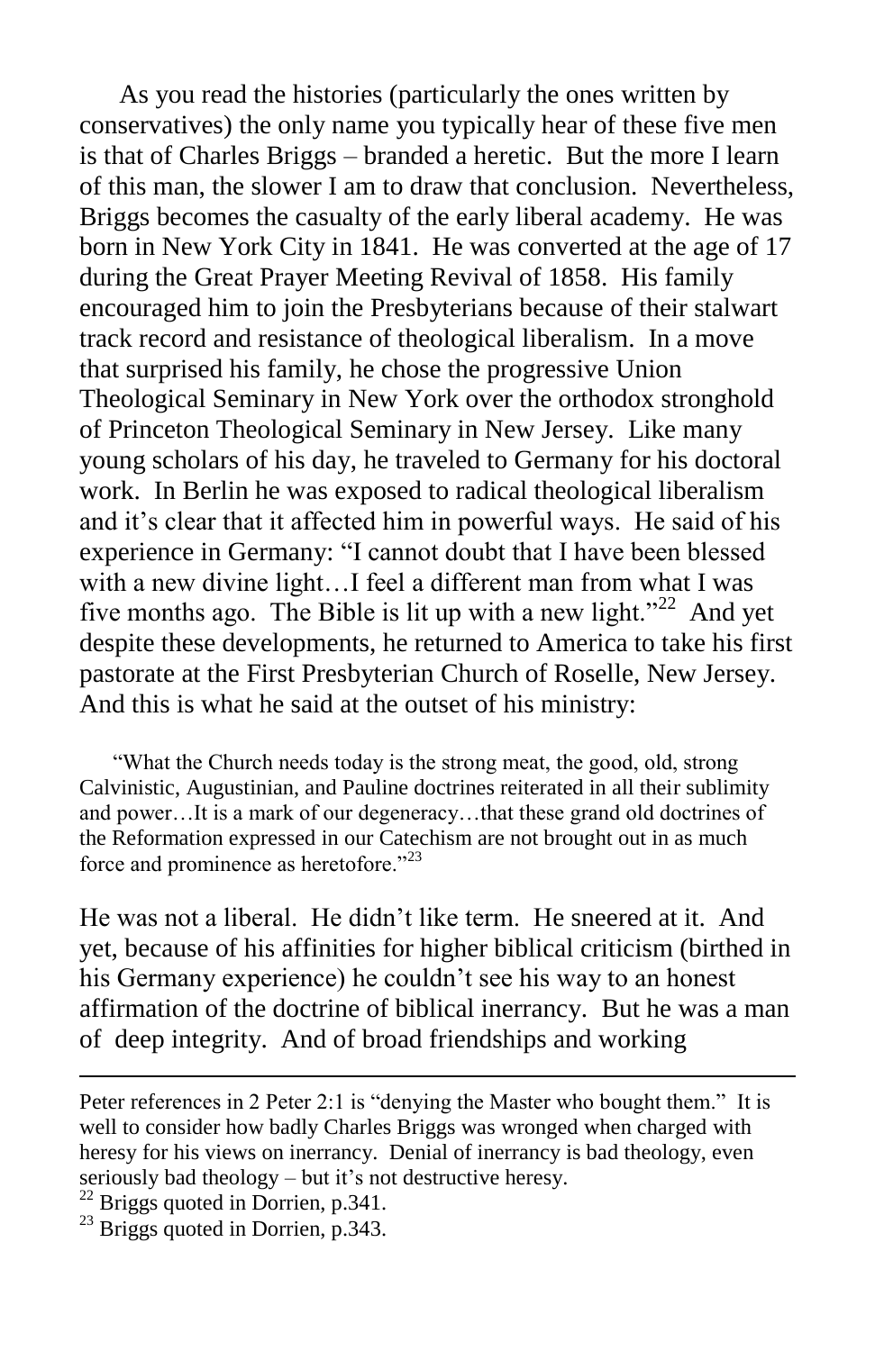As you read the histories (particularly the ones written by conservatives) the only name you typically hear of these five men is that of Charles Briggs – branded a heretic. But the more I learn of this man, the slower I am to draw that conclusion. Nevertheless, Briggs becomes the casualty of the early liberal academy. He was born in New York City in 1841. He was converted at the age of 17 during the Great Prayer Meeting Revival of 1858. His family encouraged him to join the Presbyterians because of their stalwart track record and resistance of theological liberalism. In a move that surprised his family, he chose the progressive Union Theological Seminary in New York over the orthodox stronghold of Princeton Theological Seminary in New Jersey. Like many young scholars of his day, he traveled to Germany for his doctoral work. In Berlin he was exposed to radical theological liberalism and it's clear that it affected him in powerful ways. He said of his experience in Germany: "I cannot doubt that I have been blessed with a new divine light…I feel a different man from what I was five months ago. The Bible is lit up with a new light."[22] And yet despite these developments, he returned to America to take his first pastorate at the First Presbyterian Church of Roselle, New Jersey. And this is what he said at the outset of his ministry:

> "What the Church needs today is the strong meat, the good, old, strong Calvinistic, Augustinian, and Pauline doctrines reiterated in all their sublimity and power…It is a mark of our degeneracy…that these grand old doctrines of the Reformation expressed in our Catechism are not brought out in as much force and prominence as heretofore."[23]

He was not a liberal. He didn't like term. He sneered at it. And yet, because of his affinities for higher biblical criticism (birthed in his Germany experience) he couldn't see his way to an honest affirmation of the doctrine of biblical inerrancy. But he was a man of deep integrity. And of broad friendships and working

---

Peter references in 2 Peter 2:1 is "denying the Master who bought them." It is well to consider how badly Charles Briggs was wronged when charged with heresy for his views on inerrancy. Denial of inerrancy is bad theology, even seriously bad theology – but it's not destructive heresy.

[22] Briggs quoted in Dorrien, p.341.

[23] Briggs quoted in Dorrien, p.343.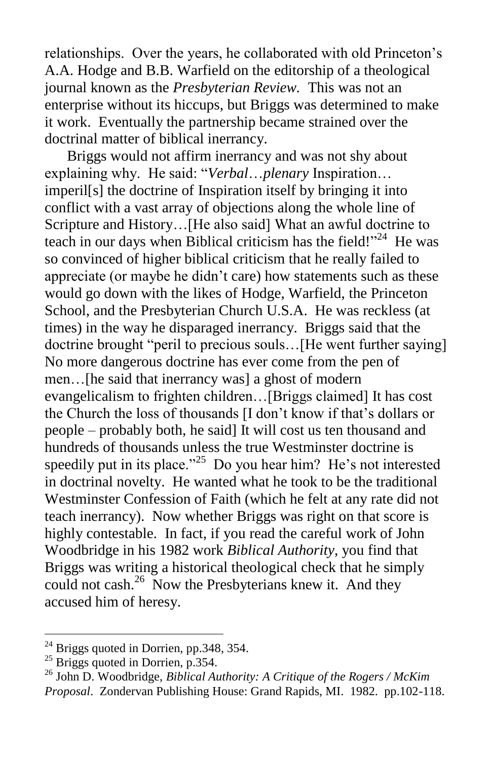relationships. Over the years, he collaborated with old Princeton's A.A. Hodge and B.B. Warfield on the editorship of a theological journal known as the *Presbyterian Review*. This was not an enterprise without its hiccups, but Briggs was determined to make it work. Eventually the partnership became strained over the doctrinal matter of biblical inerrancy.

Briggs would not affirm inerrancy and was not shy about explaining why. He said: "*Verbal*…*plenary* Inspiration… imperil[s] the doctrine of Inspiration itself by bringing it into conflict with a vast array of objections along the whole line of Scripture and History…[He also said] What an awful doctrine to teach in our days when Biblical criticism has the field!"[24] He was so convinced of higher biblical criticism that he really failed to appreciate (or maybe he didn't care) how statements such as these would go down with the likes of Hodge, Warfield, the Princeton School, and the Presbyterian Church U.S.A. He was reckless (at times) in the way he disparaged inerrancy. Briggs said that the doctrine brought "peril to precious souls…[He went further saying] No more dangerous doctrine has ever come from the pen of men…[he said that inerrancy was] a ghost of modern evangelicalism to frighten children…[Briggs claimed] It has cost the Church the loss of thousands [I don't know if that's dollars or people – probably both, he said] It will cost us ten thousand and hundreds of thousands unless the true Westminster doctrine is speedily put in its place."[25] Do you hear him? He's not interested in doctrinal novelty. He wanted what he took to be the traditional Westminster Confession of Faith (which he felt at any rate did not teach inerrancy). Now whether Briggs was right on that score is highly contestable. In fact, if you read the careful work of John Woodbridge in his 1982 work *Biblical Authority*, you find that Briggs was writing a historical theological check that he simply could not cash.[26] Now the Presbyterians knew it. And they accused him of heresy.

---

[24] Briggs quoted in Dorrien, pp.348, 354.

[25] Briggs quoted in Dorrien, p.354.

[26] John D. Woodbridge, *Biblical Authority: A Critique of the Rogers / McKim Proposal*. Zondervan Publishing House: Grand Rapids, MI. 1982. pp.102-118.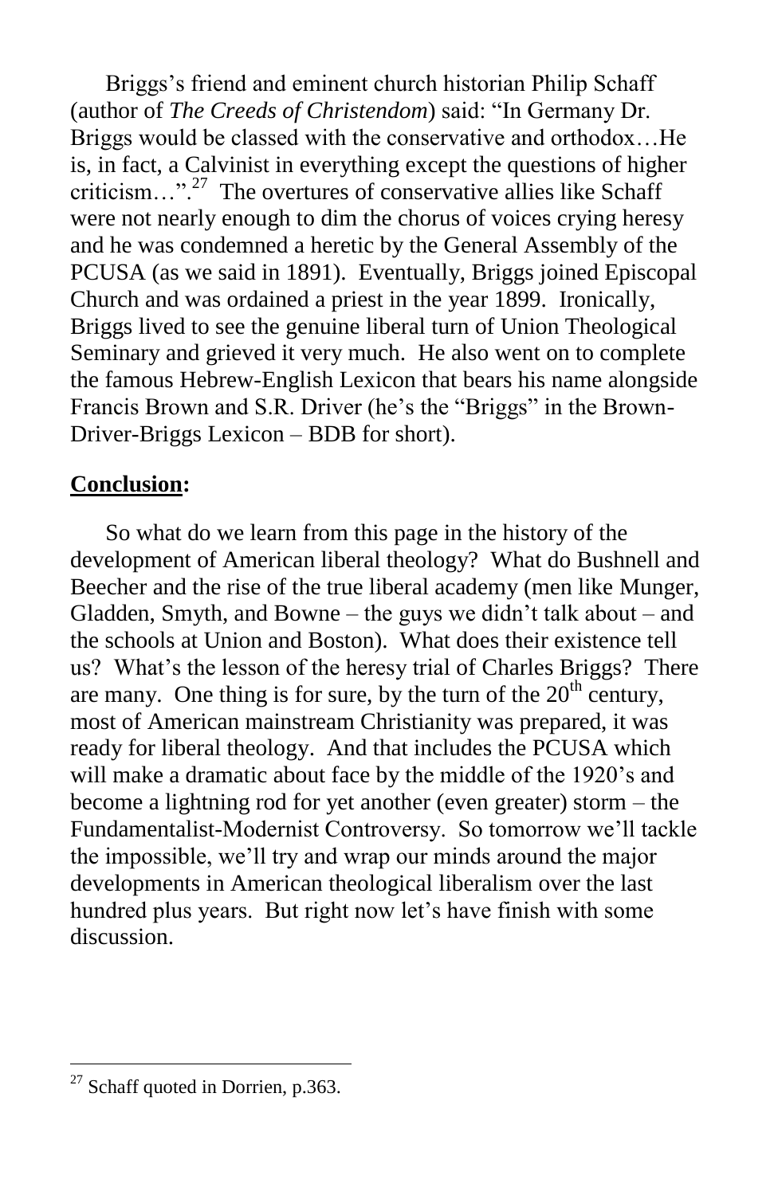Briggs's friend and eminent church historian Philip Schaff (author of *The Creeds of Christendom*) said: "In Germany Dr. Briggs would be classed with the conservative and orthodox…He is, in fact, a Calvinist in everything except the questions of higher criticism…".[27] The overtures of conservative allies like Schaff were not nearly enough to dim the chorus of voices crying heresy and he was condemned a heretic by the General Assembly of the PCUSA (as we said in 1891). Eventually, Briggs joined Episcopal Church and was ordained a priest in the year 1899. Ironically, Briggs lived to see the genuine liberal turn of Union Theological Seminary and grieved it very much. He also went on to complete the famous Hebrew-English Lexicon that bears his name alongside Francis Brown and S.R. Driver (he's the "Briggs" in the Brown-Driver-Briggs Lexicon – BDB for short).

**Conclusion:**

So what do we learn from this page in the history of the development of American liberal theology? What do Bushnell and Beecher and the rise of the true liberal academy (men like Munger, Gladden, Smyth, and Bowne – the guys we didn't talk about – and the schools at Union and Boston). What does their existence tell us? What's the lesson of the heresy trial of Charles Briggs? There are many. One thing is for sure, by the turn of the 20th century, most of American mainstream Christianity was prepared, it was ready for liberal theology. And that includes the PCUSA which will make a dramatic about face by the middle of the 1920's and become a lightning rod for yet another (even greater) storm – the Fundamentalist-Modernist Controversy. So tomorrow we'll tackle the impossible, we'll try and wrap our minds around the major developments in American theological liberalism over the last hundred plus years. But right now let's have finish with some discussion.

---

[27] Schaff quoted in Dorrien, p.363.